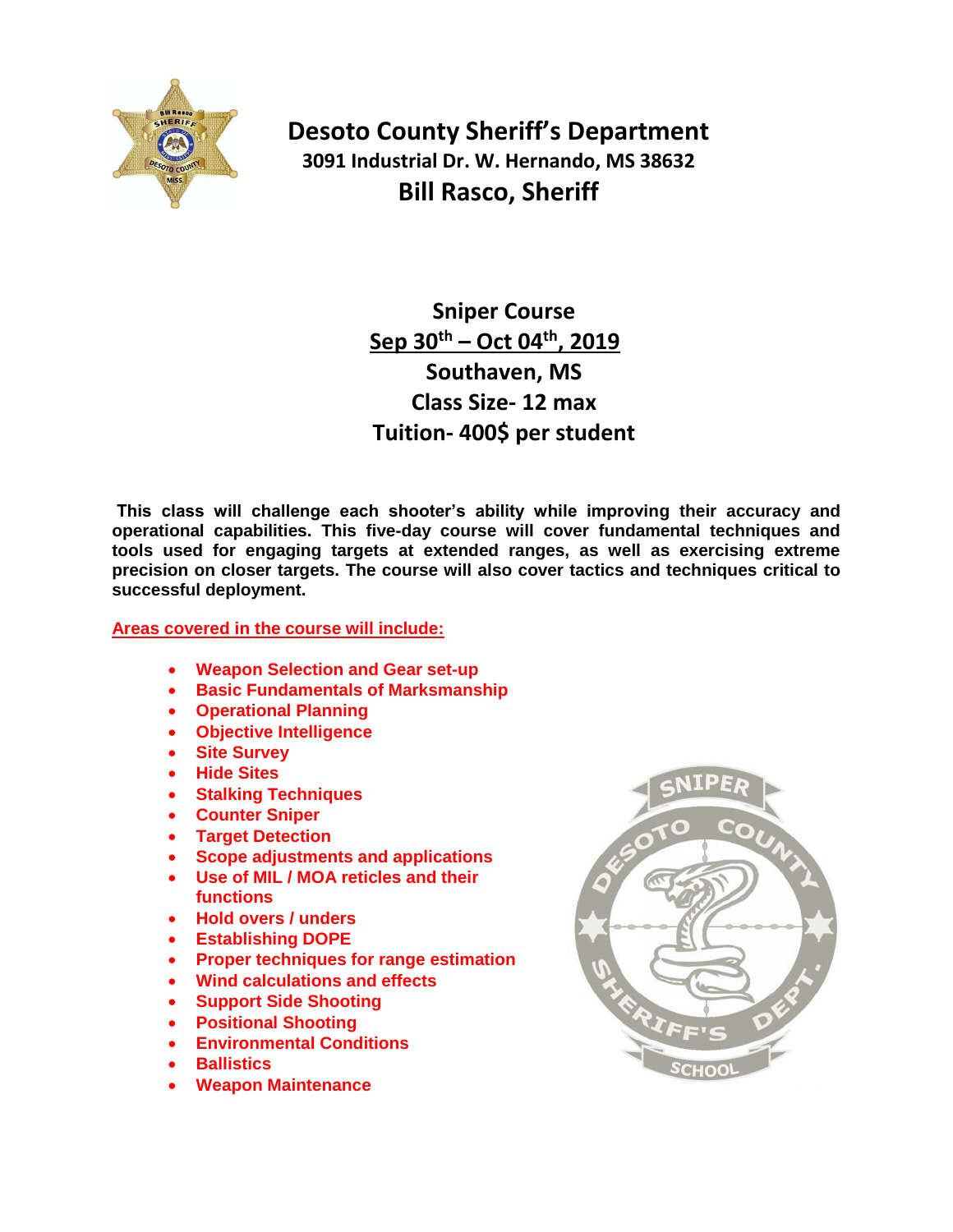# Desoto County Sheriff's Department

**3091 Industrial Dr. W. Hernando, MS 38632**

## Bill Rasco, Sheriff

## Sniper Course

**Sep 30th – Oct 04th, 2019**

**Southaven, MS**

**Class Size- 12 max**

**Tuition- 400$ per student**

**This class will challenge each shooter's ability while improving their accuracy and operational capabilities. This five-day course will cover fundamental techniques and tools used for engaging targets at extended ranges, as well as exercising extreme precision on closer targets. The course will also cover tactics and techniques critical to successful deployment.**

**Areas covered in the course will include:**

- **Weapon Selection and Gear set-up**
- **Basic Fundamentals of Marksmanship**
- **Operational Planning**
- **Objective Intelligence**
- **Site Survey**
- **Hide Sites**
- **Stalking Techniques**
- **Counter Sniper**
- **Target Detection**
- **Scope adjustments and applications**
- **Use of MIL / MOA reticles and their functions**
- **Hold overs / unders**
- **Establishing DOPE**
- **Proper techniques for range estimation**
- **Wind calculations and effects**
- **Support Side Shooting**
- **Positional Shooting**
- **Environmental Conditions**
- **Ballistics**
- **Weapon Maintenance**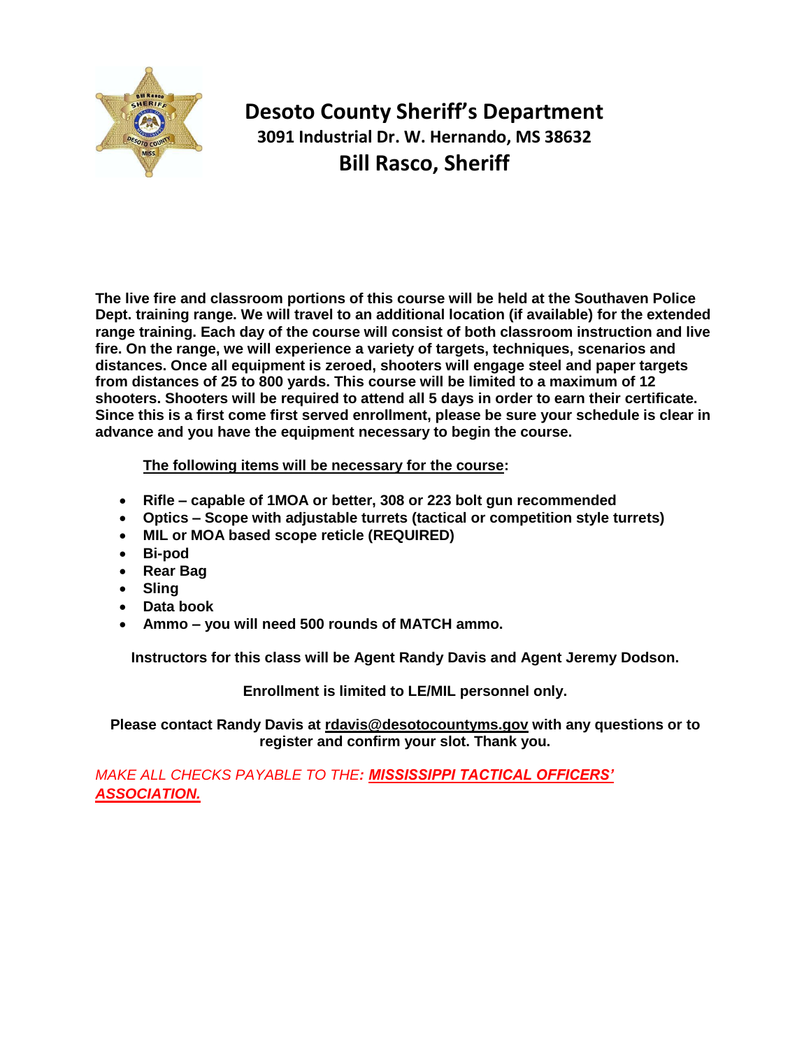# Desoto County Sheriff's Department

**3091 Industrial Dr. W. Hernando, MS 38632**

## Bill Rasco, Sheriff

**The live fire and classroom portions of this course will be held at the Southaven Police Dept. training range. We will travel to an additional location (if available) for the extended range training. Each day of the course will consist of both classroom instruction and live fire. On the range, we will experience a variety of targets, techniques, scenarios and distances. Once all equipment is zeroed, shooters will engage steel and paper targets from distances of 25 to 800 yards. This course will be limited to a maximum of 12 shooters. Shooters will be required to attend all 5 days in order to earn their certificate. Since this is a first come first served enrollment, please be sure your schedule is clear in advance and you have the equipment necessary to begin the course.**

**The following items will be necessary for the course:**

- **Rifle – capable of 1MOA or better, 308 or 223 bolt gun recommended**
- **Optics – Scope with adjustable turrets (tactical or competition style turrets)**
- **MIL or MOA based scope reticle (REQUIRED)**
- **Bi-pod**
- **Rear Bag**
- **Sling**
- **Data book**
- **Ammo – you will need 500 rounds of MATCH ammo.**

**Instructors for this class will be Agent Randy Davis and Agent Jeremy Dodson.**

**Enrollment is limited to LE/MIL personnel only.**

**Please contact Randy Davis at rdavis@desotocountyms.gov with any questions or to register and confirm your slot. Thank you.**

*MAKE ALL CHECKS PAYABLE TO THE: **MISSISSIPPI TACTICAL OFFICERS' ASSOCIATION.***